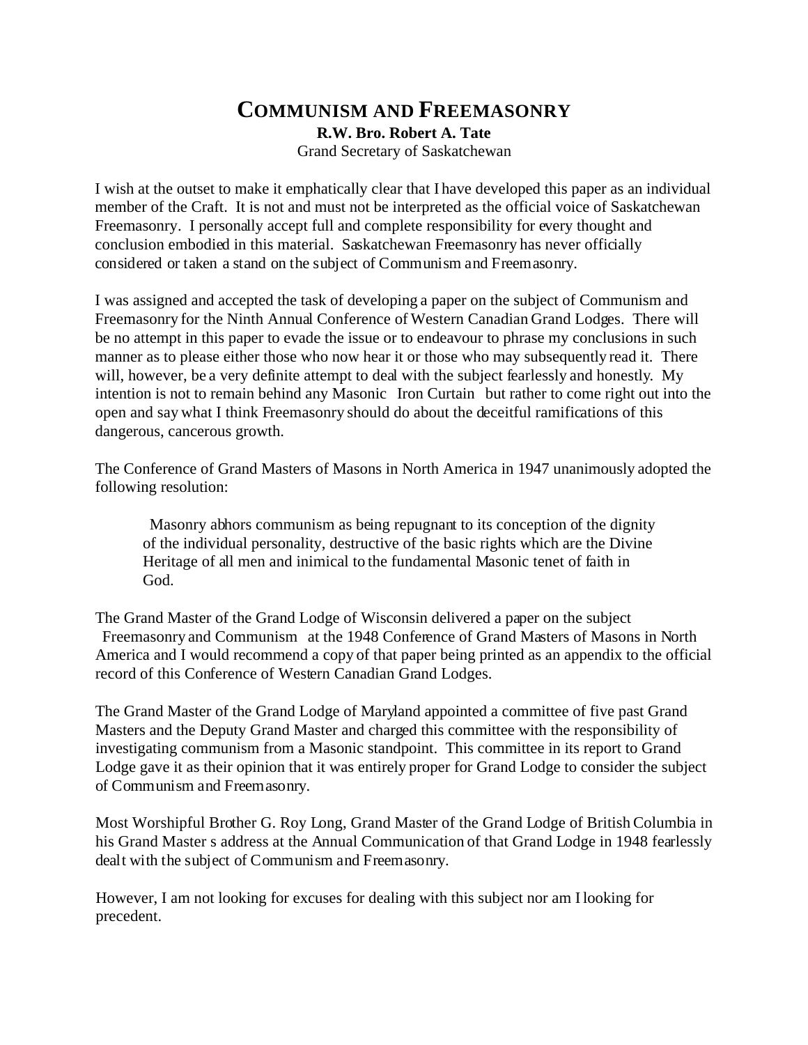# COMMUNISM AND FREEMASONRY

**R.W. Bro. Robert A. Tate**

Grand Secretary of Saskatchewan

I wish at the outset to make it emphatically clear that I have developed this paper as an individual member of the Craft. It is not and must not be interpreted as the official voice of Saskatchewan Freemasonry. I personally accept full and complete responsibility for every thought and conclusion embodied in this material. Saskatchewan Freemasonry has never officially considered or taken a stand on the subject of Communism and Freemasonry.

I was assigned and accepted the task of developing a paper on the subject of Communism and Freemasonry for the Ninth Annual Conference of Western Canadian Grand Lodges. There will be no attempt in this paper to evade the issue or to endeavour to phrase my conclusions in such manner as to please either those who now hear it or those who may subsequently read it. There will, however, be a very definite attempt to deal with the subject fearlessly and honestly. My intention is not to remain behind any Masonic Iron Curtain but rather to come right out into the open and say what I think Freemasonry should do about the deceitful ramifications of this dangerous, cancerous growth.

The Conference of Grand Masters of Masons in North America in 1947 unanimously adopted the following resolution:

> Masonry abhors communism as being repugnant to its conception of the dignity of the individual personality, destructive of the basic rights which are the Divine Heritage of all men and inimical to the fundamental Masonic tenet of faith in God.

The Grand Master of the Grand Lodge of Wisconsin delivered a paper on the subject Freemasonry and Communism at the 1948 Conference of Grand Masters of Masons in North America and I would recommend a copy of that paper being printed as an appendix to the official record of this Conference of Western Canadian Grand Lodges.

The Grand Master of the Grand Lodge of Maryland appointed a committee of five past Grand Masters and the Deputy Grand Master and charged this committee with the responsibility of investigating communism from a Masonic standpoint. This committee in its report to Grand Lodge gave it as their opinion that it was entirely proper for Grand Lodge to consider the subject of Communism and Freemasonry.

Most Worshipful Brother G. Roy Long, Grand Master of the Grand Lodge of British Columbia in his Grand Master s address at the Annual Communication of that Grand Lodge in 1948 fearlessly dealt with the subject of Communism and Freemasonry.

However, I am not looking for excuses for dealing with this subject nor am I looking for precedent.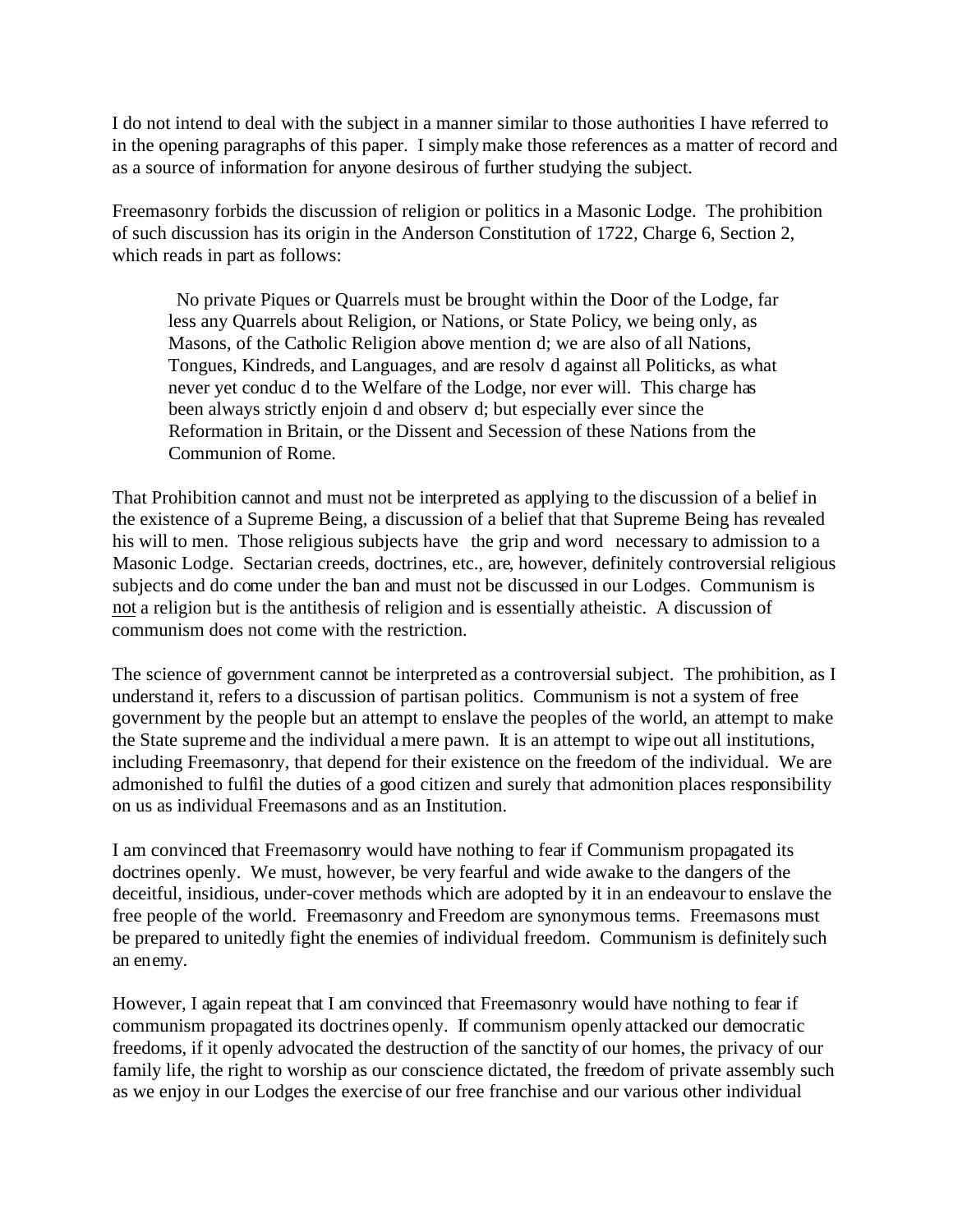I do not intend to deal with the subject in a manner similar to those authorities I have referred to in the opening paragraphs of this paper. I simply make those references as a matter of record and as a source of information for anyone desirous of further studying the subject.

Freemasonry forbids the discussion of religion or politics in a Masonic Lodge. The prohibition of such discussion has its origin in the Anderson Constitution of 1722, Charge 6, Section 2, which reads in part as follows:

> No private Piques or Quarrels must be brought within the Door of the Lodge, far less any Quarrels about Religion, or Nations, or State Policy, we being only, as Masons, of the Catholic Religion above mention d; we are also of all Nations, Tongues, Kindreds, and Languages, and are resolv d against all Politicks, as what never yet conduc d to the Welfare of the Lodge, nor ever will. This charge has been always strictly enjoin d and observ d; but especially ever since the Reformation in Britain, or the Dissent and Secession of these Nations from the Communion of Rome.

That Prohibition cannot and must not be interpreted as applying to the discussion of a belief in the existence of a Supreme Being, a discussion of a belief that that Supreme Being has revealed his will to men. Those religious subjects have the grip and word necessary to admission to a Masonic Lodge. Sectarian creeds, doctrines, etc., are, however, definitely controversial religious subjects and do come under the ban and must not be discussed in our Lodges. Communism is not a religion but is the antithesis of religion and is essentially atheistic. A discussion of communism does not come with the restriction.

The science of government cannot be interpreted as a controversial subject. The prohibition, as I understand it, refers to a discussion of partisan politics. Communism is not a system of free government by the people but an attempt to enslave the peoples of the world, an attempt to make the State supreme and the individual a mere pawn. It is an attempt to wipe out all institutions, including Freemasonry, that depend for their existence on the freedom of the individual. We are admonished to fulfil the duties of a good citizen and surely that admonition places responsibility on us as individual Freemasons and as an Institution.

I am convinced that Freemasonry would have nothing to fear if Communism propagated its doctrines openly. We must, however, be very fearful and wide awake to the dangers of the deceitful, insidious, under-cover methods which are adopted by it in an endeavour to enslave the free people of the world. Freemasonry and Freedom are synonymous terms. Freemasons must be prepared to unitedly fight the enemies of individual freedom. Communism is definitely such an enemy.

However, I again repeat that I am convinced that Freemasonry would have nothing to fear if communism propagated its doctrines openly. If communism openly attacked our democratic freedoms, if it openly advocated the destruction of the sanctity of our homes, the privacy of our family life, the right to worship as our conscience dictated, the freedom of private assembly such as we enjoy in our Lodges the exercise of our free franchise and our various other individual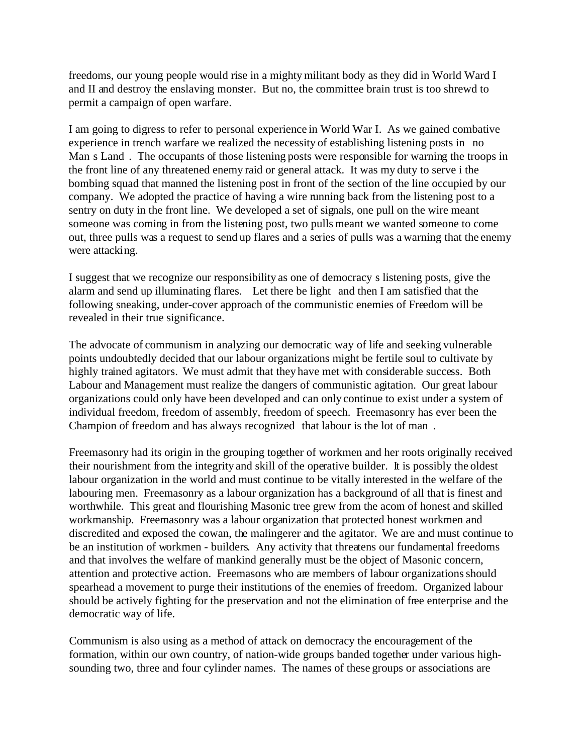freedoms, our young people would rise in a mighty militant body as they did in World Ward I and II and destroy the enslaving monster. But no, the committee brain trust is too shrewd to permit a campaign of open warfare.

I am going to digress to refer to personal experience in World War I. As we gained combative experience in trench warfare we realized the necessity of establishing listening posts in no Man s Land . The occupants of those listening posts were responsible for warning the troops in the front line of any threatened enemy raid or general attack. It was my duty to serve i the bombing squad that manned the listening post in front of the section of the line occupied by our company. We adopted the practice of having a wire running back from the listening post to a sentry on duty in the front line. We developed a set of signals, one pull on the wire meant someone was coming in from the listening post, two pulls meant we wanted someone to come out, three pulls was a request to send up flares and a series of pulls was a warning that the enemy were attacking.

I suggest that we recognize our responsibility as one of democracy s listening posts, give the alarm and send up illuminating flares. Let there be light and then I am satisfied that the following sneaking, under-cover approach of the communistic enemies of Freedom will be revealed in their true significance.

The advocate of communism in analyzing our democratic way of life and seeking vulnerable points undoubtedly decided that our labour organizations might be fertile soul to cultivate by highly trained agitators. We must admit that they have met with considerable success. Both Labour and Management must realize the dangers of communistic agitation. Our great labour organizations could only have been developed and can only continue to exist under a system of individual freedom, freedom of assembly, freedom of speech. Freemasonry has ever been the Champion of freedom and has always recognized that labour is the lot of man .

Freemasonry had its origin in the grouping together of workmen and her roots originally received their nourishment from the integrity and skill of the operative builder. It is possibly the oldest labour organization in the world and must continue to be vitally interested in the welfare of the labouring men. Freemasonry as a labour organization has a background of all that is finest and worthwhile. This great and flourishing Masonic tree grew from the acorn of honest and skilled workmanship. Freemasonry was a labour organization that protected honest workmen and discredited and exposed the cowan, the malingerer and the agitator. We are and must continue to be an institution of workmen - builders. Any activity that threatens our fundamental freedoms and that involves the welfare of mankind generally must be the object of Masonic concern, attention and protective action. Freemasons who are members of labour organizations should spearhead a movement to purge their institutions of the enemies of freedom. Organized labour should be actively fighting for the preservation and not the elimination of free enterprise and the democratic way of life.

Communism is also using as a method of attack on democracy the encouragement of the formation, within our own country, of nation-wide groups banded together under various high-sounding two, three and four cylinder names. The names of these groups or associations are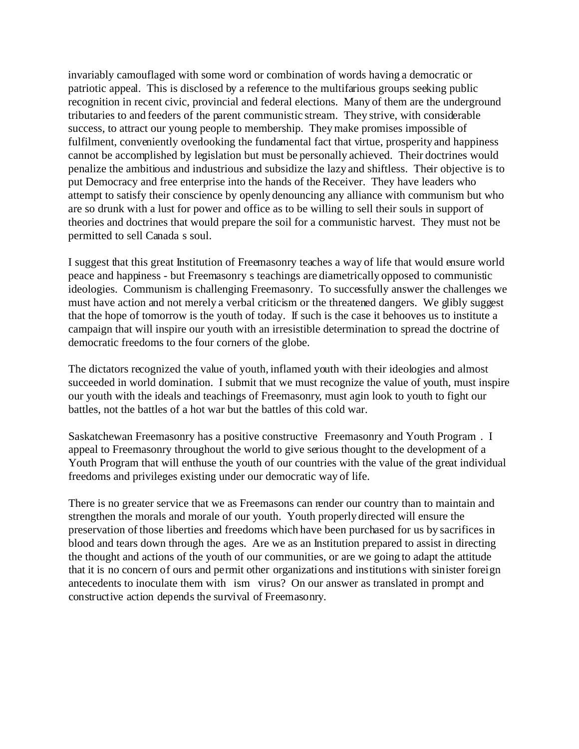invariably camouflaged with some word or combination of words having a democratic or patriotic appeal. This is disclosed by a reference to the multifarious groups seeking public recognition in recent civic, provincial and federal elections. Many of them are the underground tributaries to and feeders of the parent communistic stream. They strive, with considerable success, to attract our young people to membership. They make promises impossible of fulfilment, conveniently overlooking the fundamental fact that virtue, prosperity and happiness cannot be accomplished by legislation but must be personally achieved. Their doctrines would penalize the ambitious and industrious and subsidize the lazy and shiftless. Their objective is to put Democracy and free enterprise into the hands of the Receiver. They have leaders who attempt to satisfy their conscience by openly denouncing any alliance with communism but who are so drunk with a lust for power and office as to be willing to sell their souls in support of theories and doctrines that would prepare the soil for a communistic harvest. They must not be permitted to sell Canada s soul.

I suggest that this great Institution of Freemasonry teaches a way of life that would ensure world peace and happiness - but Freemasonry s teachings are diametrically opposed to communistic ideologies. Communism is challenging Freemasonry. To successfully answer the challenges we must have action and not merely a verbal criticism or the threatened dangers. We glibly suggest that the hope of tomorrow is the youth of today. If such is the case it behooves us to institute a campaign that will inspire our youth with an irresistible determination to spread the doctrine of democratic freedoms to the four corners of the globe.

The dictators recognized the value of youth, inflamed youth with their ideologies and almost succeeded in world domination. I submit that we must recognize the value of youth, must inspire our youth with the ideals and teachings of Freemasonry, must agin look to youth to fight our battles, not the battles of a hot war but the battles of this cold war.

Saskatchewan Freemasonry has a positive constructive Freemasonry and Youth Program . I appeal to Freemasonry throughout the world to give serious thought to the development of a Youth Program that will enthuse the youth of our countries with the value of the great individual freedoms and privileges existing under our democratic way of life.

There is no greater service that we as Freemasons can render our country than to maintain and strengthen the morals and morale of our youth. Youth properly directed will ensure the preservation of those liberties and freedoms which have been purchased for us by sacrifices in blood and tears down through the ages. Are we as an Institution prepared to assist in directing the thought and actions of the youth of our communities, or are we going to adapt the attitude that it is no concern of ours and permit other organizations and institutions with sinister foreign antecedents to inoculate them with ism virus? On our answer as translated in prompt and constructive action depends the survival of Freemasonry.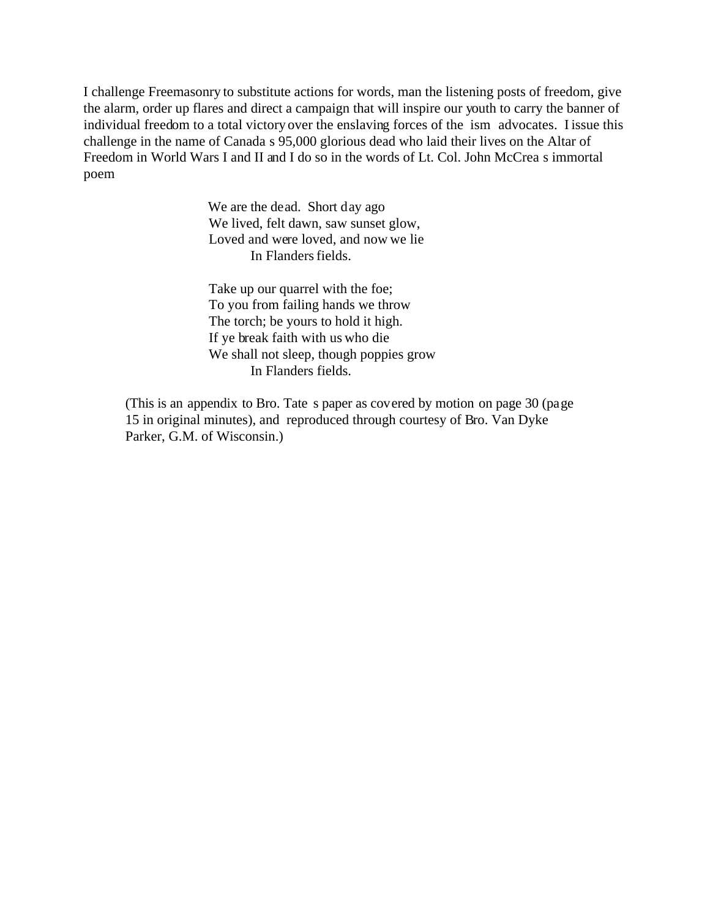I challenge Freemasonry to substitute actions for words, man the listening posts of freedom, give the alarm, order up flares and direct a campaign that will inspire our youth to carry the banner of individual freedom to a total victory over the enslaving forces of the ism advocates. I issue this challenge in the name of Canada s 95,000 glorious dead who laid their lives on the Altar of Freedom in World Wars I and II and I do so in the words of Lt. Col. John McCrea s immortal poem

> We are the dead. Short day ago
> We lived, felt dawn, saw sunset glow,
> Loved and were loved, and now we lie
> In Flanders fields.
>
> Take up our quarrel with the foe;
> To you from failing hands we throw
> The torch; be yours to hold it high.
> If ye break faith with us who die
> We shall not sleep, though poppies grow
> In Flanders fields.

(This is an appendix to Bro. Tate s paper as covered by motion on page 30 (page 15 in original minutes), and reproduced through courtesy of Bro. Van Dyke Parker, G.M. of Wisconsin.)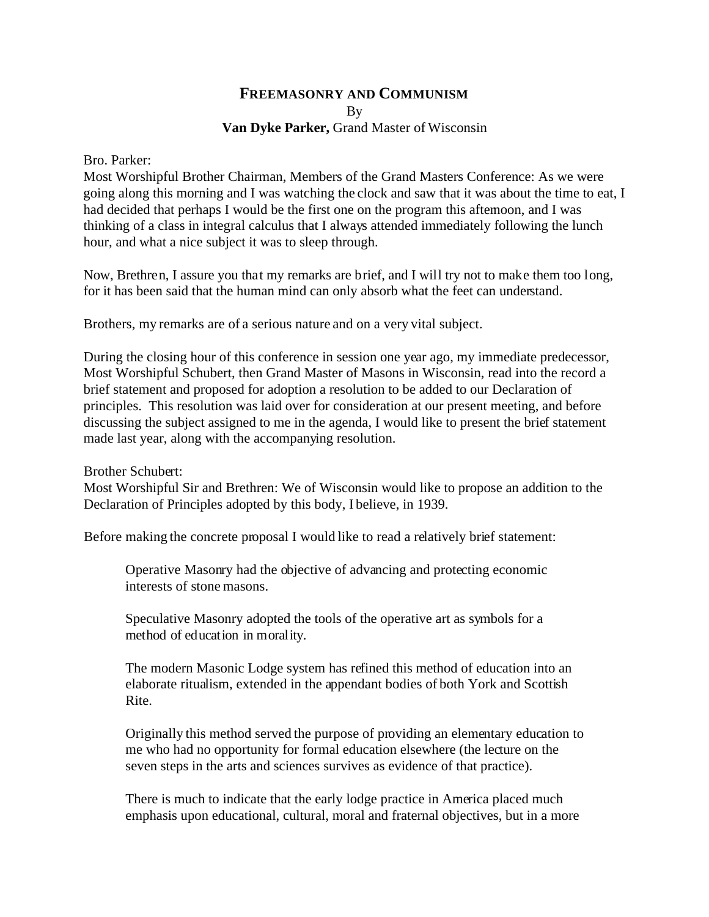# FREEMASONRY AND COMMUNISM

By

**Van Dyke Parker,** Grand Master of Wisconsin

Bro. Parker:

Most Worshipful Brother Chairman, Members of the Grand Masters Conference: As we were going along this morning and I was watching the clock and saw that it was about the time to eat, I had decided that perhaps I would be the first one on the program this afternoon, and I was thinking of a class in integral calculus that I always attended immediately following the lunch hour, and what a nice subject it was to sleep through.

Now, Brethren, I assure you that my remarks are brief, and I will try not to make them too long, for it has been said that the human mind can only absorb what the feet can understand.

Brothers, my remarks are of a serious nature and on a very vital subject.

During the closing hour of this conference in session one year ago, my immediate predecessor, Most Worshipful Schubert, then Grand Master of Masons in Wisconsin, read into the record a brief statement and proposed for adoption a resolution to be added to our Declaration of principles. This resolution was laid over for consideration at our present meeting, and before discussing the subject assigned to me in the agenda, I would like to present the brief statement made last year, along with the accompanying resolution.

Brother Schubert:

Most Worshipful Sir and Brethren: We of Wisconsin would like to propose an addition to the Declaration of Principles adopted by this body, I believe, in 1939.

Before making the concrete proposal I would like to read a relatively brief statement:

> Operative Masonry had the objective of advancing and protecting economic interests of stone masons.
>
> Speculative Masonry adopted the tools of the operative art as symbols for a method of education in morality.
>
> The modern Masonic Lodge system has refined this method of education into an elaborate ritualism, extended in the appendant bodies of both York and Scottish Rite.
>
> Originally this method served the purpose of providing an elementary education to me who had no opportunity for formal education elsewhere (the lecture on the seven steps in the arts and sciences survives as evidence of that practice).
>
> There is much to indicate that the early lodge practice in America placed much emphasis upon educational, cultural, moral and fraternal objectives, but in a more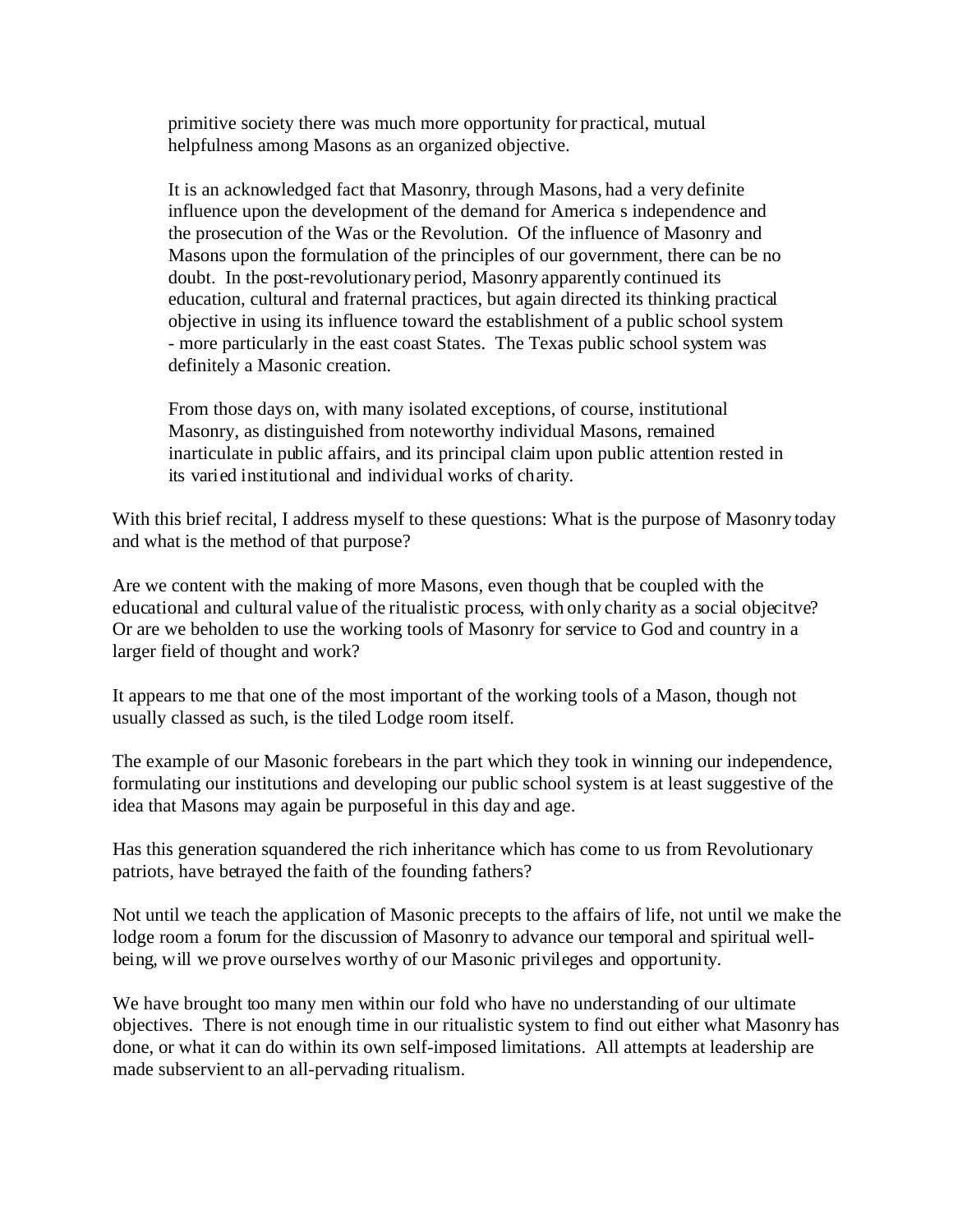primitive society there was much more opportunity for practical, mutual helpfulness among Masons as an organized objective.

> It is an acknowledged fact that Masonry, through Masons, had a very definite influence upon the development of the demand for America s independence and the prosecution of the Was or the Revolution. Of the influence of Masonry and Masons upon the formulation of the principles of our government, there can be no doubt. In the post-revolutionary period, Masonry apparently continued its education, cultural and fraternal practices, but again directed its thinking practical objective in using its influence toward the establishment of a public school system - more particularly in the east coast States. The Texas public school system was definitely a Masonic creation.
>
> From those days on, with many isolated exceptions, of course, institutional Masonry, as distinguished from noteworthy individual Masons, remained inarticulate in public affairs, and its principal claim upon public attention rested in its varied institutional and individual works of charity.

With this brief recital, I address myself to these questions: What is the purpose of Masonry today and what is the method of that purpose?

Are we content with the making of more Masons, even though that be coupled with the educational and cultural value of the ritualistic process, with only charity as a social objecitve? Or are we beholden to use the working tools of Masonry for service to God and country in a larger field of thought and work?

It appears to me that one of the most important of the working tools of a Mason, though not usually classed as such, is the tiled Lodge room itself.

The example of our Masonic forebears in the part which they took in winning our independence, formulating our institutions and developing our public school system is at least suggestive of the idea that Masons may again be purposeful in this day and age.

Has this generation squandered the rich inheritance which has come to us from Revolutionary patriots, have betrayed the faith of the founding fathers?

Not until we teach the application of Masonic precepts to the affairs of life, not until we make the lodge room a forum for the discussion of Masonry to advance our temporal and spiritual well-being, will we prove ourselves worthy of our Masonic privileges and opportunity.

We have brought too many men within our fold who have no understanding of our ultimate objectives. There is not enough time in our ritualistic system to find out either what Masonry has done, or what it can do within its own self-imposed limitations. All attempts at leadership are made subservient to an all-pervading ritualism.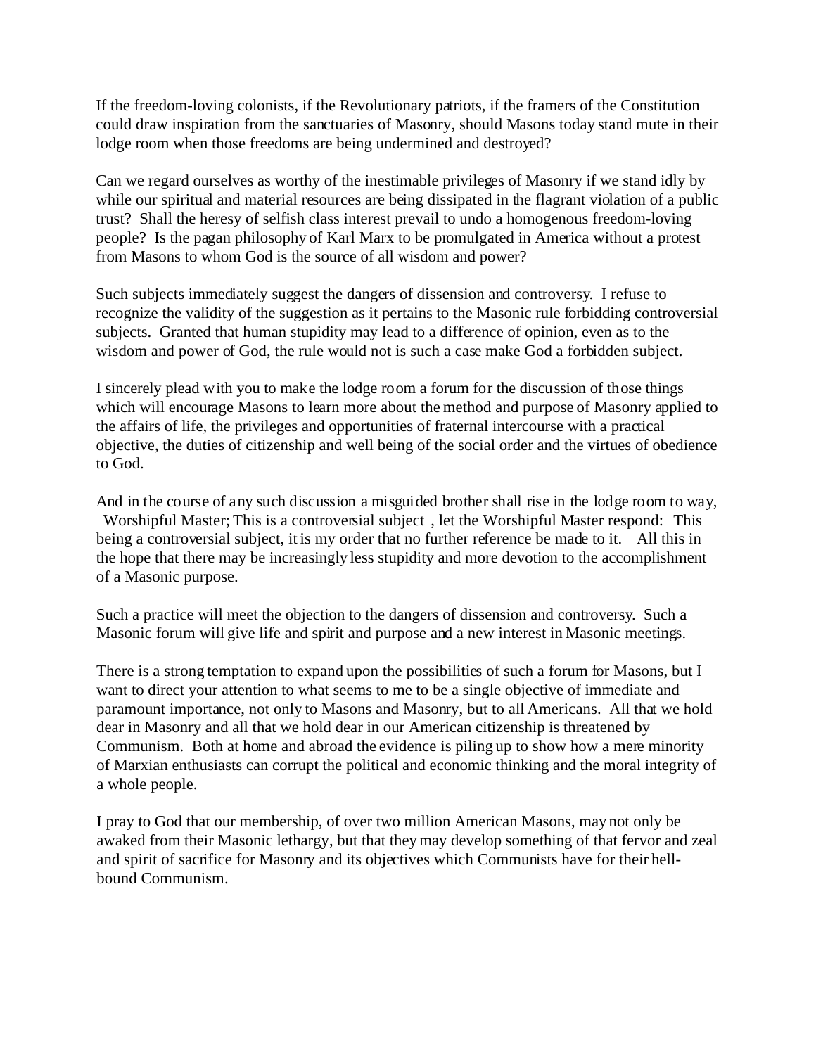If the freedom-loving colonists, if the Revolutionary patriots, if the framers of the Constitution could draw inspiration from the sanctuaries of Masonry, should Masons today stand mute in their lodge room when those freedoms are being undermined and destroyed?

Can we regard ourselves as worthy of the inestimable privileges of Masonry if we stand idly by while our spiritual and material resources are being dissipated in the flagrant violation of a public trust? Shall the heresy of selfish class interest prevail to undo a homogenous freedom-loving people? Is the pagan philosophy of Karl Marx to be promulgated in America without a protest from Masons to whom God is the source of all wisdom and power?

Such subjects immediately suggest the dangers of dissension and controversy. I refuse to recognize the validity of the suggestion as it pertains to the Masonic rule forbidding controversial subjects. Granted that human stupidity may lead to a difference of opinion, even as to the wisdom and power of God, the rule would not is such a case make God a forbidden subject.

I sincerely plead with you to make the lodge room a forum for the discussion of those things which will encourage Masons to learn more about the method and purpose of Masonry applied to the affairs of life, the privileges and opportunities of fraternal intercourse with a practical objective, the duties of citizenship and well being of the social order and the virtues of obedience to God.

And in the course of any such discussion a misguided brother shall rise in the lodge room to way, Worshipful Master; This is a controversial subject , let the Worshipful Master respond: This being a controversial subject, it is my order that no further reference be made to it. All this in the hope that there may be increasingly less stupidity and more devotion to the accomplishment of a Masonic purpose.

Such a practice will meet the objection to the dangers of dissension and controversy. Such a Masonic forum will give life and spirit and purpose and a new interest in Masonic meetings.

There is a strong temptation to expand upon the possibilities of such a forum for Masons, but I want to direct your attention to what seems to me to be a single objective of immediate and paramount importance, not only to Masons and Masonry, but to all Americans. All that we hold dear in Masonry and all that we hold dear in our American citizenship is threatened by Communism. Both at home and abroad the evidence is piling up to show how a mere minority of Marxian enthusiasts can corrupt the political and economic thinking and the moral integrity of a whole people.

I pray to God that our membership, of over two million American Masons, may not only be awaked from their Masonic lethargy, but that they may develop something of that fervor and zeal and spirit of sacrifice for Masonry and its objectives which Communists have for their hell-bound Communism.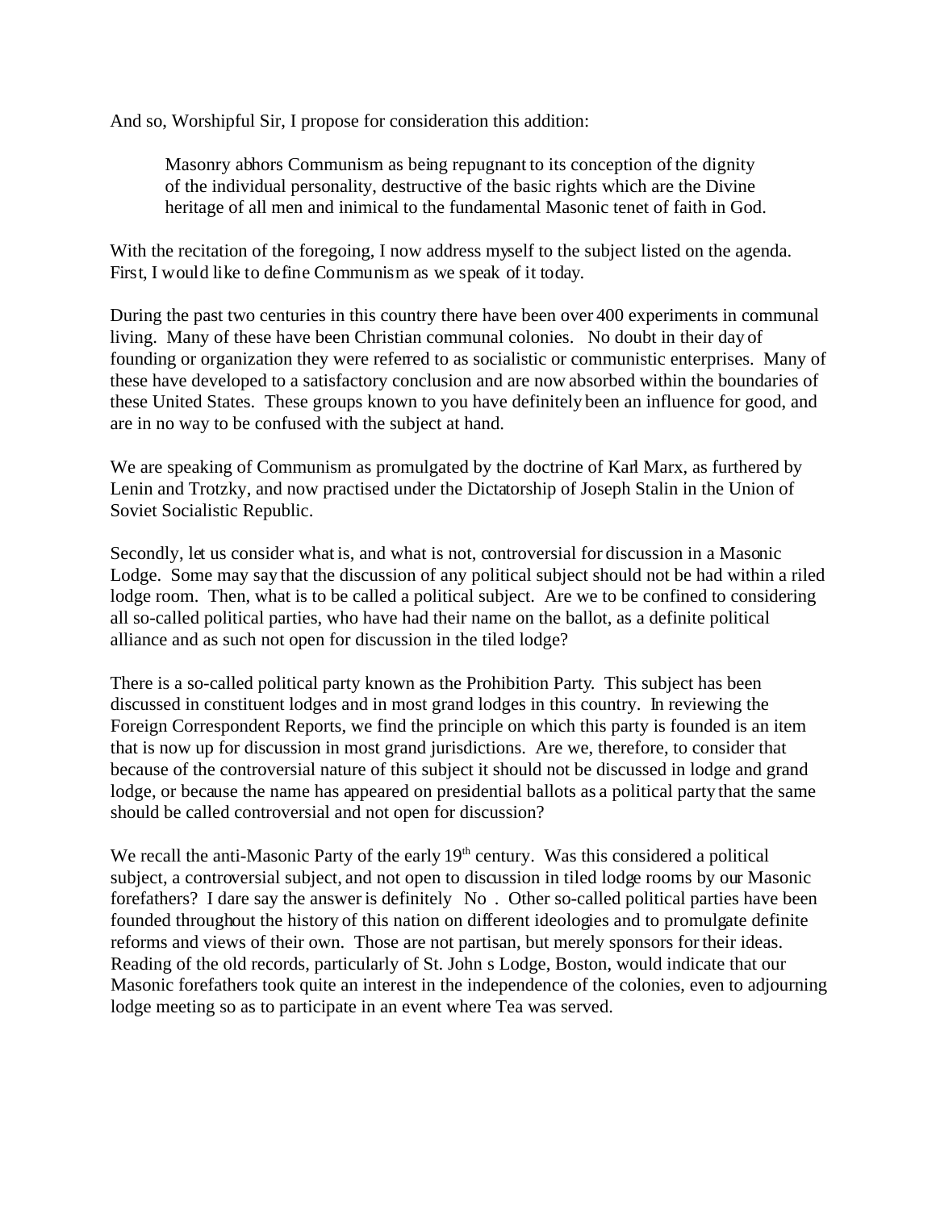And so, Worshipful Sir, I propose for consideration this addition:

> Masonry abhors Communism as being repugnant to its conception of the dignity of the individual personality, destructive of the basic rights which are the Divine heritage of all men and inimical to the fundamental Masonic tenet of faith in God.

With the recitation of the foregoing, I now address myself to the subject listed on the agenda. First, I would like to define Communism as we speak of it today.

During the past two centuries in this country there have been over 400 experiments in communal living. Many of these have been Christian communal colonies. No doubt in their day of founding or organization they were referred to as socialistic or communistic enterprises. Many of these have developed to a satisfactory conclusion and are now absorbed within the boundaries of these United States. These groups known to you have definitely been an influence for good, and are in no way to be confused with the subject at hand.

We are speaking of Communism as promulgated by the doctrine of Karl Marx, as furthered by Lenin and Trotzky, and now practised under the Dictatorship of Joseph Stalin in the Union of Soviet Socialistic Republic.

Secondly, let us consider what is, and what is not, controversial for discussion in a Masonic Lodge. Some may say that the discussion of any political subject should not be had within a riled lodge room. Then, what is to be called a political subject. Are we to be confined to considering all so-called political parties, who have had their name on the ballot, as a definite political alliance and as such not open for discussion in the tiled lodge?

There is a so-called political party known as the Prohibition Party. This subject has been discussed in constituent lodges and in most grand lodges in this country. In reviewing the Foreign Correspondent Reports, we find the principle on which this party is founded is an item that is now up for discussion in most grand jurisdictions. Are we, therefore, to consider that because of the controversial nature of this subject it should not be discussed in lodge and grand lodge, or because the name has appeared on presidential ballots as a political party that the same should be called controversial and not open for discussion?

We recall the anti-Masonic Party of the early 19th century. Was this considered a political subject, a controversial subject, and not open to discussion in tiled lodge rooms by our Masonic forefathers? I dare say the answer is definitely No . Other so-called political parties have been founded throughout the history of this nation on different ideologies and to promulgate definite reforms and views of their own. Those are not partisan, but merely sponsors for their ideas. Reading of the old records, particularly of St. John s Lodge, Boston, would indicate that our Masonic forefathers took quite an interest in the independence of the colonies, even to adjourning lodge meeting so as to participate in an event where Tea was served.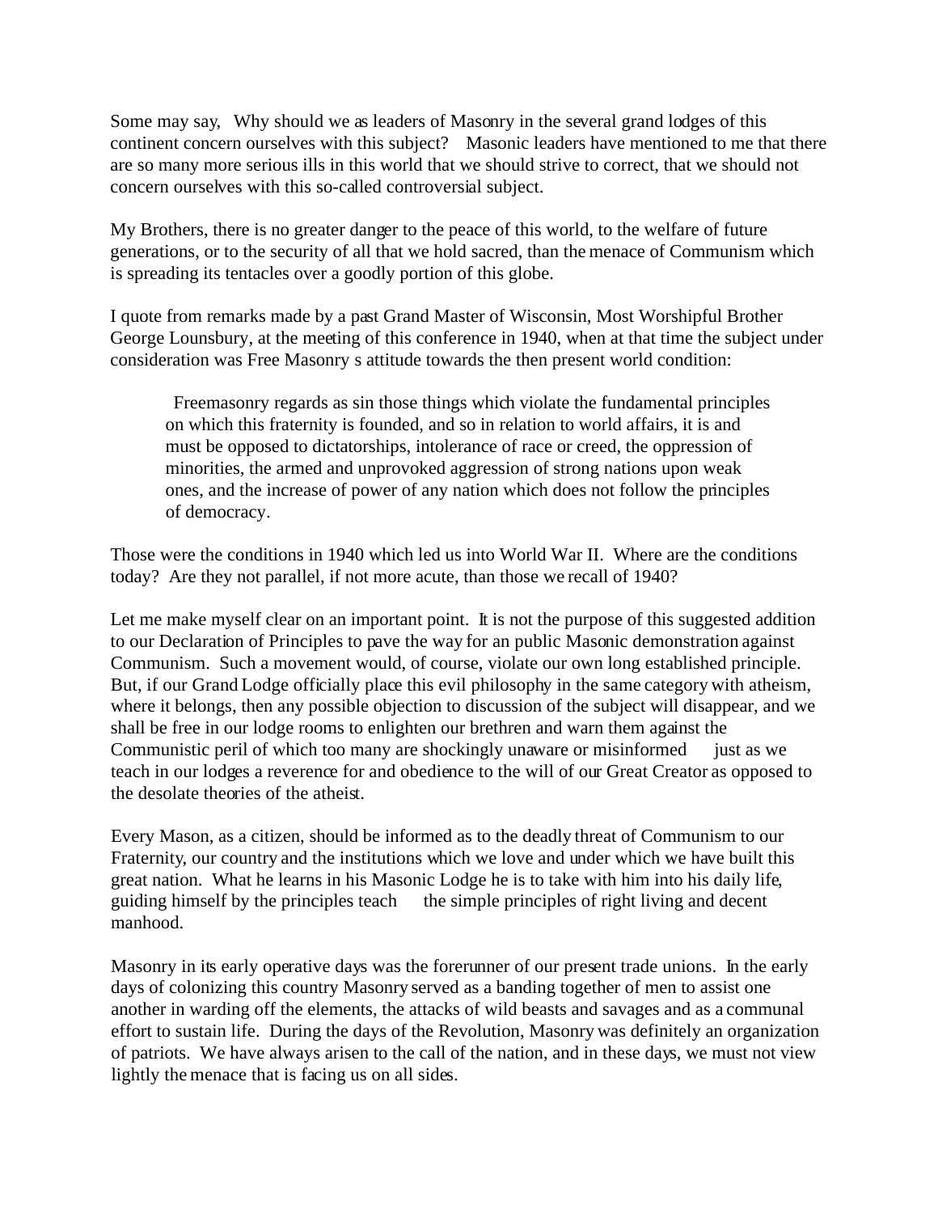Some may say, Why should we as leaders of Masonry in the several grand lodges of this continent concern ourselves with this subject? Masonic leaders have mentioned to me that there are so many more serious ills in this world that we should strive to correct, that we should not concern ourselves with this so-called controversial subject.

My Brothers, there is no greater danger to the peace of this world, to the welfare of future generations, or to the security of all that we hold sacred, than the menace of Communism which is spreading its tentacles over a goodly portion of this globe.

I quote from remarks made by a past Grand Master of Wisconsin, Most Worshipful Brother George Lounsbury, at the meeting of this conference in 1940, when at that time the subject under consideration was Free Masonry s attitude towards the then present world condition:

> Freemasonry regards as sin those things which violate the fundamental principles on which this fraternity is founded, and so in relation to world affairs, it is and must be opposed to dictatorships, intolerance of race or creed, the oppression of minorities, the armed and unprovoked aggression of strong nations upon weak ones, and the increase of power of any nation which does not follow the principles of democracy.

Those were the conditions in 1940 which led us into World War II. Where are the conditions today? Are they not parallel, if not more acute, than those we recall of 1940?

Let me make myself clear on an important point. It is not the purpose of this suggested addition to our Declaration of Principles to pave the way for an public Masonic demonstration against Communism. Such a movement would, of course, violate our own long established principle. But, if our Grand Lodge officially place this evil philosophy in the same category with atheism, where it belongs, then any possible objection to discussion of the subject will disappear, and we shall be free in our lodge rooms to enlighten our brethren and warn them against the Communistic peril of which too many are shockingly unaware or misinformed just as we teach in our lodges a reverence for and obedience to the will of our Great Creator as opposed to the desolate theories of the atheist.

Every Mason, as a citizen, should be informed as to the deadly threat of Communism to our Fraternity, our country and the institutions which we love and under which we have built this great nation. What he learns in his Masonic Lodge he is to take with him into his daily life, guiding himself by the principles teach the simple principles of right living and decent manhood.

Masonry in its early operative days was the forerunner of our present trade unions. In the early days of colonizing this country Masonry served as a banding together of men to assist one another in warding off the elements, the attacks of wild beasts and savages and as a communal effort to sustain life. During the days of the Revolution, Masonry was definitely an organization of patriots. We have always arisen to the call of the nation, and in these days, we must not view lightly the menace that is facing us on all sides.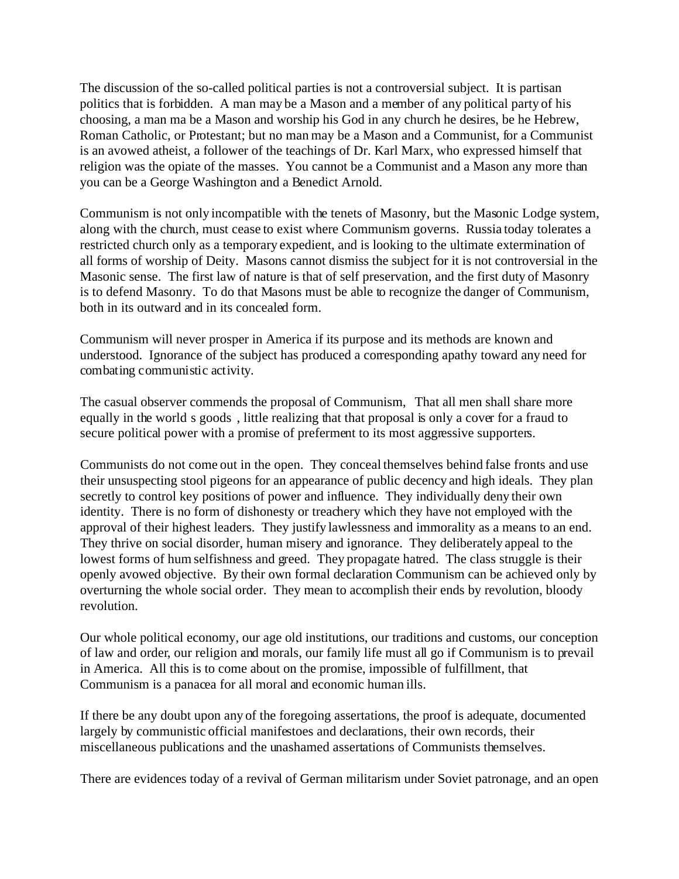The discussion of the so-called political parties is not a controversial subject. It is partisan politics that is forbidden. A man may be a Mason and a member of any political party of his choosing, a man ma be a Mason and worship his God in any church he desires, be he Hebrew, Roman Catholic, or Protestant; but no man may be a Mason and a Communist, for a Communist is an avowed atheist, a follower of the teachings of Dr. Karl Marx, who expressed himself that religion was the opiate of the masses. You cannot be a Communist and a Mason any more than you can be a George Washington and a Benedict Arnold.

Communism is not only incompatible with the tenets of Masonry, but the Masonic Lodge system, along with the church, must cease to exist where Communism governs. Russia today tolerates a restricted church only as a temporary expedient, and is looking to the ultimate extermination of all forms of worship of Deity. Masons cannot dismiss the subject for it is not controversial in the Masonic sense. The first law of nature is that of self preservation, and the first duty of Masonry is to defend Masonry. To do that Masons must be able to recognize the danger of Communism, both in its outward and in its concealed form.

Communism will never prosper in America if its purpose and its methods are known and understood. Ignorance of the subject has produced a corresponding apathy toward any need for combating communistic activity.

The casual observer commends the proposal of Communism, That all men shall share more equally in the world s goods , little realizing that that proposal is only a cover for a fraud to secure political power with a promise of preferment to its most aggressive supporters.

Communists do not come out in the open. They conceal themselves behind false fronts and use their unsuspecting stool pigeons for an appearance of public decency and high ideals. They plan secretly to control key positions of power and influence. They individually deny their own identity. There is no form of dishonesty or treachery which they have not employed with the approval of their highest leaders. They justify lawlessness and immorality as a means to an end. They thrive on social disorder, human misery and ignorance. They deliberately appeal to the lowest forms of hum selfishness and greed. They propagate hatred. The class struggle is their openly avowed objective. By their own formal declaration Communism can be achieved only by overturning the whole social order. They mean to accomplish their ends by revolution, bloody revolution.

Our whole political economy, our age old institutions, our traditions and customs, our conception of law and order, our religion and morals, our family life must all go if Communism is to prevail in America. All this is to come about on the promise, impossible of fulfillment, that Communism is a panacea for all moral and economic human ills.

If there be any doubt upon any of the foregoing assertations, the proof is adequate, documented largely by communistic official manifestoes and declarations, their own records, their miscellaneous publications and the unashamed assertations of Communists themselves.

There are evidences today of a revival of German militarism under Soviet patronage, and an open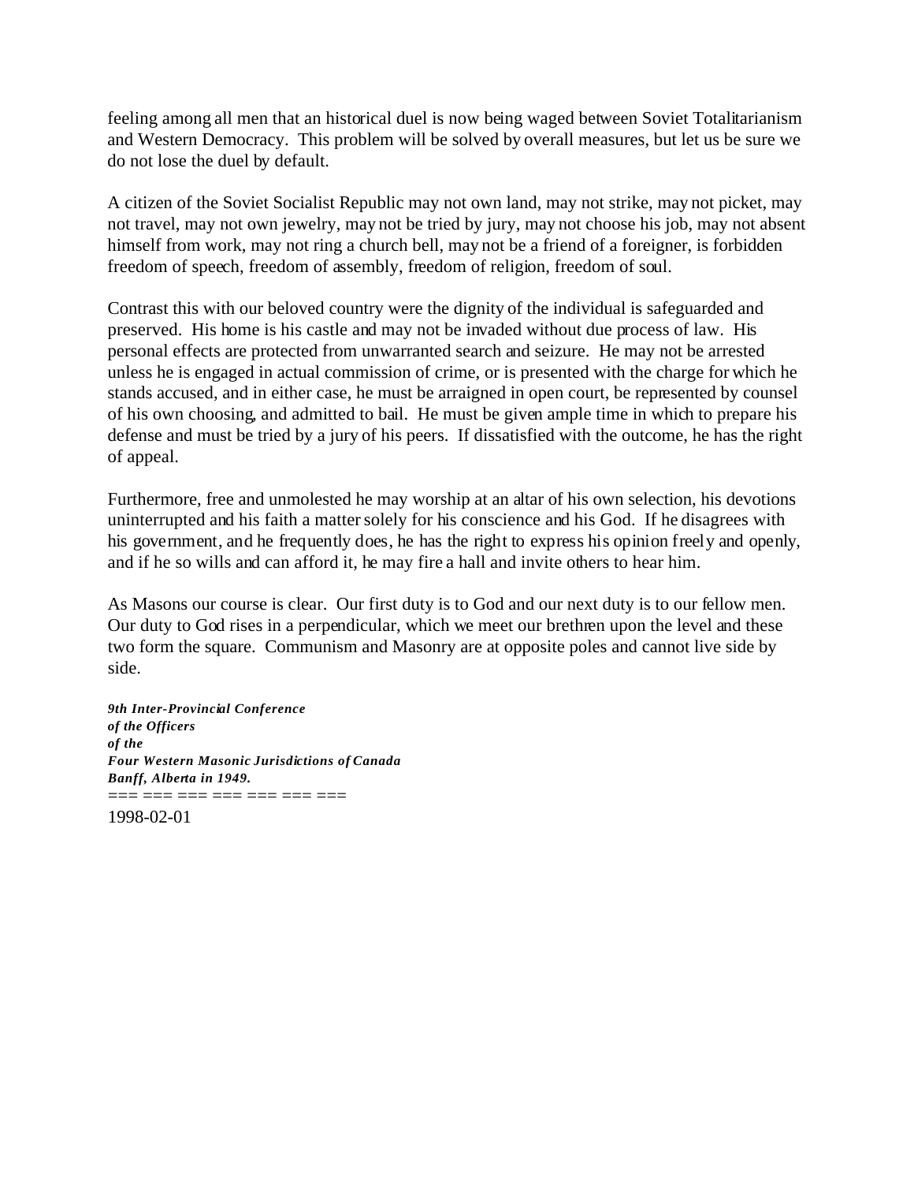feeling among all men that an historical duel is now being waged between Soviet Totalitarianism and Western Democracy. This problem will be solved by overall measures, but let us be sure we do not lose the duel by default.

A citizen of the Soviet Socialist Republic may not own land, may not strike, may not picket, may not travel, may not own jewelry, may not be tried by jury, may not choose his job, may not absent himself from work, may not ring a church bell, may not be a friend of a foreigner, is forbidden freedom of speech, freedom of assembly, freedom of religion, freedom of soul.

Contrast this with our beloved country were the dignity of the individual is safeguarded and preserved. His home is his castle and may not be invaded without due process of law. His personal effects are protected from unwarranted search and seizure. He may not be arrested unless he is engaged in actual commission of crime, or is presented with the charge for which he stands accused, and in either case, he must be arraigned in open court, be represented by counsel of his own choosing, and admitted to bail. He must be given ample time in which to prepare his defense and must be tried by a jury of his peers. If dissatisfied with the outcome, he has the right of appeal.

Furthermore, free and unmolested he may worship at an altar of his own selection, his devotions uninterrupted and his faith a matter solely for his conscience and his God. If he disagrees with his government, and he frequently does, he has the right to express his opinion freely and openly, and if he so wills and can afford it, he may fire a hall and invite others to hear him.

As Masons our course is clear. Our first duty is to God and our next duty is to our fellow men. Our duty to God rises in a perpendicular, which we meet our brethren upon the level and these two form the square. Communism and Masonry are at opposite poles and cannot live side by side.

***9th Inter-Provincial Conference***
***of the Officers***
***of the***
***Four Western Masonic Jurisdictions of Canada***
***Banff, Alberta in 1949.***

=== === === === === === ===

1998-02-01